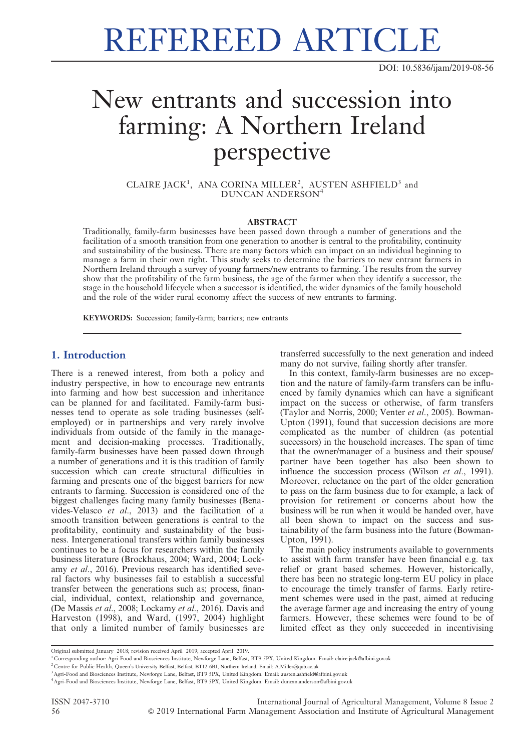# REFEREED ARTICLE

DOI: 10.5836/ijam/2019-08-56

# New entrants and succession into farming: A Northern Ireland perspective

CLAIRE JACK[1], ANA CORINA MILLER[2], AUSTEN ASHFIELD[3] and DUNCAN ANDERSON[4]

## ABSTRACT

Traditionally, family-farm businesses have been passed down through a number of generations and the facilitation of a smooth transition from one generation to another is central to the profitability, continuity and sustainability of the business. There are many factors which can impact on an individual beginning to manage a farm in their own right. This study seeks to determine the barriers to new entrant farmers in Northern Ireland through a survey of young farmers/new entrants to farming. The results from the survey show that the profitability of the farm business, the age of the farmer when they identify a successor, the stage in the household lifecycle when a successor is identified, the wider dynamics of the family household and the role of the wider rural economy affect the success of new entrants to farming.

**KEYWORDS:** Succession; family-farm; barriers; new entrants

## 1. Introduction

There is a renewed interest, from both a policy and industry perspective, in how to encourage new entrants into farming and how best succession and inheritance can be planned for and facilitated. Family-farm businesses tend to operate as sole trading businesses (self-employed) or in partnerships and very rarely involve individuals from outside of the family in the management and decision-making processes. Traditionally, family-farm businesses have been passed down through a number of generations and it is this tradition of family succession which can create structural difficulties in farming and presents one of the biggest barriers for new entrants to farming. Succession is considered one of the biggest challenges facing many family businesses (Benavides-Velasco *et al*., 2013) and the facilitation of a smooth transition between generations is central to the profitability, continuity and sustainability of the business. Intergenerational transfers within family businesses continues to be a focus for researchers within the family business literature (Brockhaus, 2004; Ward, 2004; Lockamy *et al*., 2016). Previous research has identified several factors why businesses fail to establish a successful transfer between the generations such as; process, financial, individual, context, relationship and governance, (De Massis *et al*., 2008; Lockamy *et al*., 2016). Davis and Harveston (1998), and Ward, (1997, 2004) highlight that only a limited number of family businesses are transferred successfully to the next generation and indeed many do not survive, failing shortly after transfer.

In this context, family-farm businesses are no exception and the nature of family-farm transfers can be influenced by family dynamics which can have a significant impact on the success or otherwise, of farm transfers (Taylor and Norris, 2000; Venter *et al*., 2005). Bowman-Upton (1991), found that succession decisions are more complicated as the number of children (as potential successors) in the household increases. The span of time that the owner/manager of a business and their spouse/partner have been together has also been shown to influence the succession process (Wilson *et al*., 1991). Moreover, reluctance on the part of the older generation to pass on the farm business due to for example, a lack of provision for retirement or concerns about how the business will be run when it would be handed over, have all been shown to impact on the success and sustainability of the farm business into the future (Bowman-Upton, 1991).

The main policy instruments available to governments to assist with farm transfer have been financial e.g. tax relief or grant based schemes. However, historically, there has been no strategic long-term EU policy in place to encourage the timely transfer of farms. Early retirement schemes were used in the past, aimed at reducing the average farmer age and increasing the entry of young farmers. However, these schemes were found to be of limited effect as they only succeeded in incentivising

Original submitted January 2018; revision received April 2019; accepted April 2019.

[1] Corresponding author: Agri-Food and Biosciences Institute, Newforge Lane, Belfast, BT9 5PX, United Kingdom. Email: claire.jack@afbini.gov.uk

[2] Centre for Public Health, Queen's University Belfast, Belfast, BT12 6BJ, Northern Ireland. Email: A.Miller@qub.ac.uk

[3] Agri-Food and Biosciences Institute, Newforge Lane, Belfast, BT9 5PX, United Kingdom. Email: austen.ashfield@afbini.gov.uk

[4] Agri-Food and Biosciences Institute, Newforge Lane, Belfast, BT9 5PX, United Kingdom. Email: duncan.anderson@afbini.gov.uk

ISSN 2047-3710
© 2019 International Farm Management Association and Institute of Agricultural Management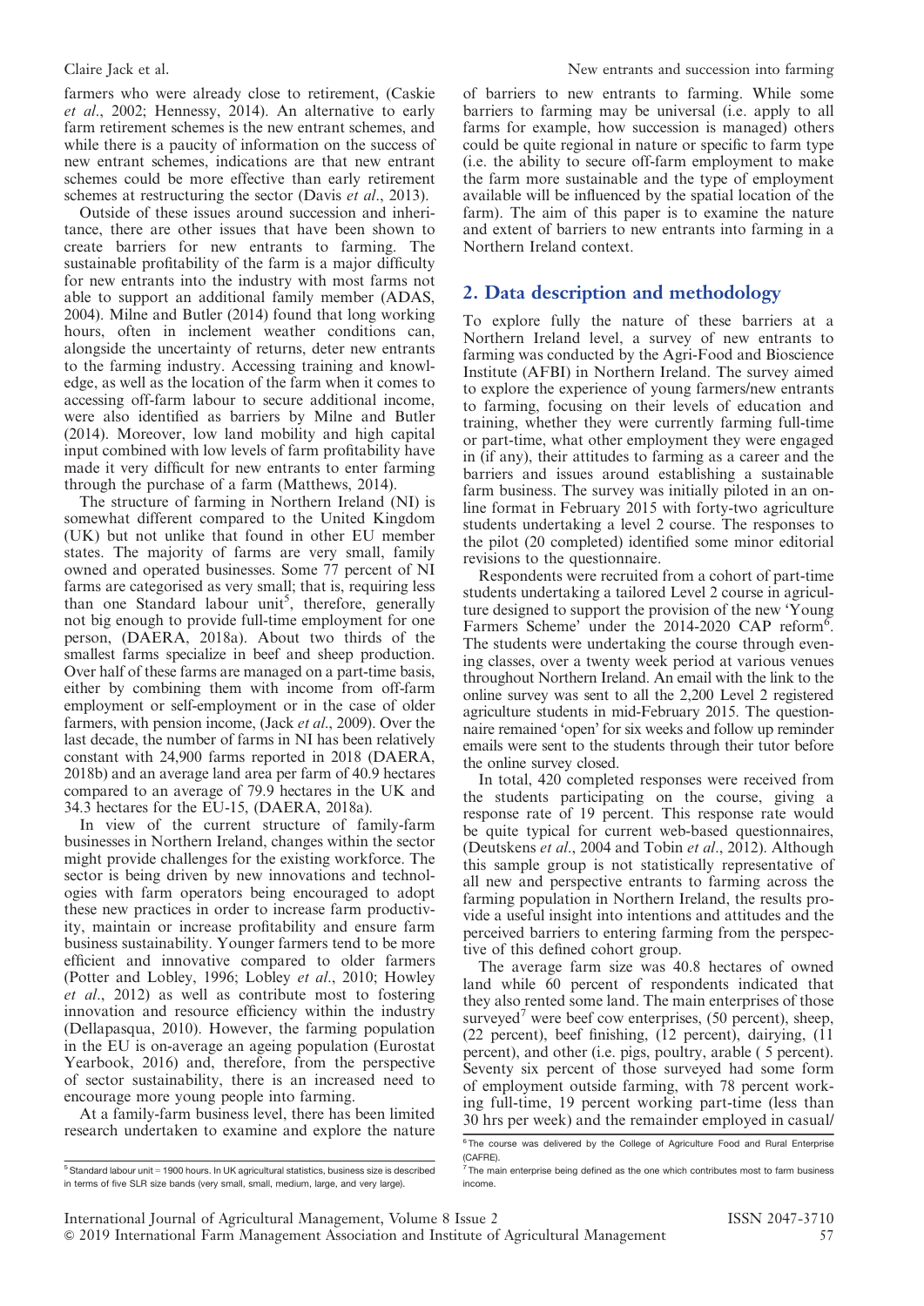farmers who were already close to retirement, (Caskie *et al*., 2002; Hennessy, 2014). An alternative to early farm retirement schemes is the new entrant schemes, and while there is a paucity of information on the success of new entrant schemes, indications are that new entrant schemes could be more effective than early retirement schemes at restructuring the sector (Davis *et al*., 2013).

Outside of these issues around succession and inheritance, there are other issues that have been shown to create barriers for new entrants to farming. The sustainable profitability of the farm is a major difficulty for new entrants into the industry with most farms not able to support an additional family member (ADAS, 2004). Milne and Butler (2014) found that long working hours, often in inclement weather conditions can, alongside the uncertainty of returns, deter new entrants to the farming industry. Accessing training and knowledge, as well as the location of the farm when it comes to accessing off-farm labour to secure additional income, were also identified as barriers by Milne and Butler (2014). Moreover, low land mobility and high capital input combined with low levels of farm profitability have made it very difficult for new entrants to enter farming through the purchase of a farm (Matthews, 2014).

The structure of farming in Northern Ireland (NI) is somewhat different compared to the United Kingdom (UK) but not unlike that found in other EU member states. The majority of farms are very small, family owned and operated businesses. Some 77 percent of NI farms are categorised as very small; that is, requiring less than one Standard labour unit[5], therefore, generally not big enough to provide full-time employment for one person, (DAERA, 2018a). About two thirds of the smallest farms specialize in beef and sheep production. Over half of these farms are managed on a part-time basis, either by combining them with income from off-farm employment or self-employment or in the case of older farmers, with pension income, (Jack *et al*., 2009). Over the last decade, the number of farms in NI has been relatively constant with 24,900 farms reported in 2018 (DAERA, 2018b) and an average land area per farm of 40.9 hectares compared to an average of 79.9 hectares in the UK and 34.3 hectares for the EU-15, (DAERA, 2018a).

In view of the current structure of family-farm businesses in Northern Ireland, changes within the sector might provide challenges for the existing workforce. The sector is being driven by new innovations and technologies with farm operators being encouraged to adopt these new practices in order to increase farm productivity, maintain or increase profitability and ensure farm business sustainability. Younger farmers tend to be more efficient and innovative compared to older farmers (Potter and Lobley, 1996; Lobley *et al*., 2010; Howley *et al*., 2012) as well as contribute most to fostering innovation and resource efficiency within the industry (Dellapasqua, 2010). However, the farming population in the EU is on-average an ageing population (Eurostat Yearbook, 2016) and, therefore, from the perspective of sector sustainability, there is an increased need to encourage more young people into farming.

At a family-farm business level, there has been limited research undertaken to examine and explore the nature of barriers to new entrants to farming. While some barriers to farming may be universal (i.e. apply to all farms for example, how succession is managed) others could be quite regional in nature or specific to farm type (i.e. the ability to secure off-farm employment to make the farm more sustainable and the type of employment available will be influenced by the spatial location of the farm). The aim of this paper is to examine the nature and extent of barriers to new entrants into farming in a Northern Ireland context.

## 2. Data description and methodology

To explore fully the nature of these barriers at a Northern Ireland level, a survey of new entrants to farming was conducted by the Agri-Food and Bioscience Institute (AFBI) in Northern Ireland. The survey aimed to explore the experience of young farmers/new entrants to farming, focusing on their levels of education and training, whether they were currently farming full-time or part-time, what other employment they were engaged in (if any), their attitudes to farming as a career and the barriers and issues around establishing a sustainable farm business. The survey was initially piloted in an online format in February 2015 with forty-two agriculture students undertaking a level 2 course. The responses to the pilot (20 completed) identified some minor editorial revisions to the questionnaire.

Respondents were recruited from a cohort of part-time students undertaking a tailored Level 2 course in agriculture designed to support the provision of the new 'Young Farmers Scheme' under the 2014-2020 CAP reform[6]. The students were undertaking the course through evening classes, over a twenty week period at various venues throughout Northern Ireland. An email with the link to the online survey was sent to all the 2,200 Level 2 registered agriculture students in mid-February 2015. The questionnaire remained 'open' for six weeks and follow up reminder emails were sent to the students through their tutor before the online survey closed.

In total, 420 completed responses were received from the students participating on the course, giving a response rate of 19 percent. This response rate would be quite typical for current web-based questionnaires, (Deutskens *et al*., 2004 and Tobin *et al*., 2012). Although this sample group is not statistically representative of all new and perspective entrants to farming across the farming population in Northern Ireland, the results provide a useful insight into intentions and attitudes and the perceived barriers to entering farming from the perspective of this defined cohort group.

The average farm size was 40.8 hectares of owned land while 60 percent of respondents indicated that they also rented some land. The main enterprises of those surveyed[7] were beef cow enterprises, (50 percent), sheep, (22 percent), beef finishing, (12 percent), dairying, (11 percent), and other (i.e. pigs, poultry, arable ( 5 percent). Seventy six percent of those surveyed had some form of employment outside farming, with 78 percent working full-time, 19 percent working part-time (less than 30 hrs per week) and the remainder employed in casual/

[5] Standard labour unit = 1900 hours. In UK agricultural statistics, business size is described in terms of five SLR size bands (very small, small, medium, large, and very large).

[6] The course was delivered by the College of Agriculture Food and Rural Enterprise (CAFRE).

[7] The main enterprise being defined as the one which contributes most to farm business income.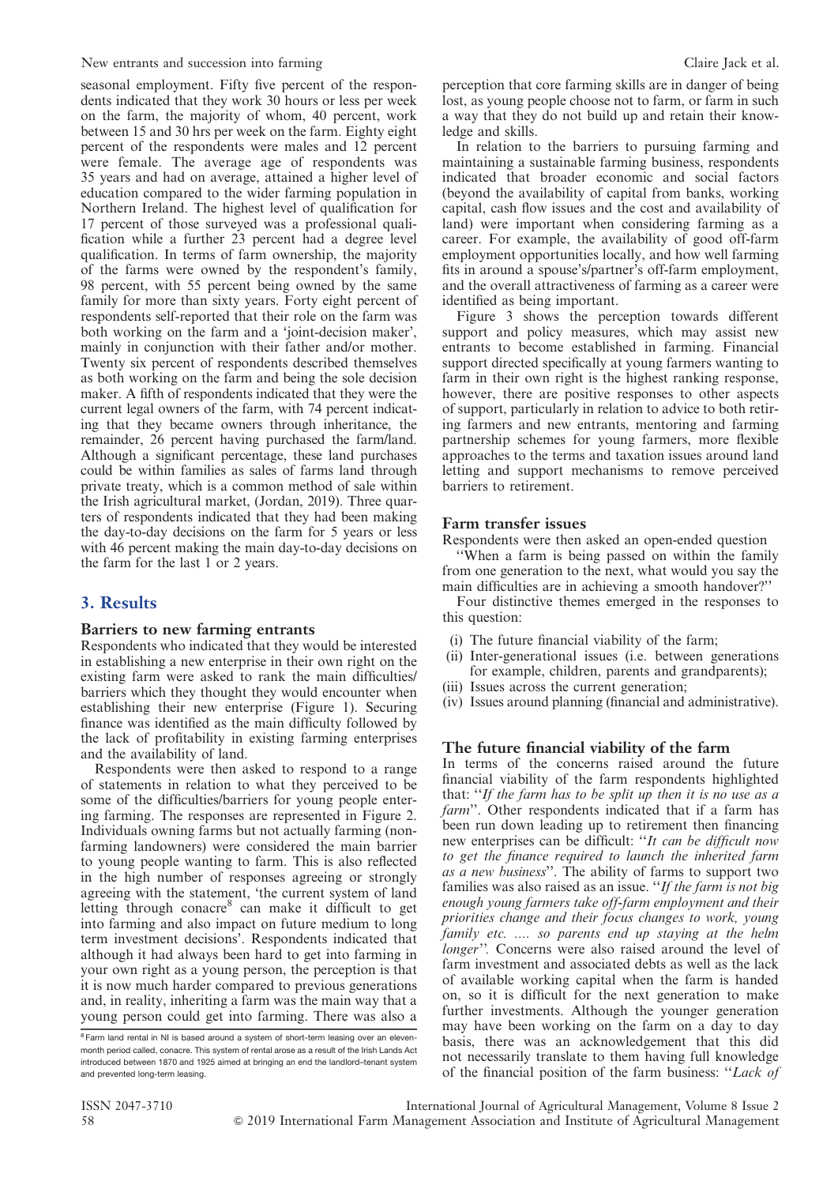seasonal employment. Fifty five percent of the respondents indicated that they work 30 hours or less per week on the farm, the majority of whom, 40 percent, work between 15 and 30 hrs per week on the farm. Eighty eight percent of the respondents were males and 12 percent were female. The average age of respondents was 35 years and had on average, attained a higher level of education compared to the wider farming population in Northern Ireland. The highest level of qualification for 17 percent of those surveyed was a professional qualification while a further 23 percent had a degree level qualification. In terms of farm ownership, the majority of the farms were owned by the respondent's family, 98 percent, with 55 percent being owned by the same family for more than sixty years. Forty eight percent of respondents self-reported that their role on the farm was both working on the farm and a 'joint-decision maker', mainly in conjunction with their father and/or mother. Twenty six percent of respondents described themselves as both working on the farm and being the sole decision maker. A fifth of respondents indicated that they were the current legal owners of the farm, with 74 percent indicating that they became owners through inheritance, the remainder, 26 percent having purchased the farm/land. Although a significant percentage, these land purchases could be within families as sales of farms land through private treaty, which is a common method of sale within the Irish agricultural market, (Jordan, 2019). Three quarters of respondents indicated that they had been making the day-to-day decisions on the farm for 5 years or less with 46 percent making the main day-to-day decisions on the farm for the last 1 or 2 years.

## 3. Results

### Barriers to new farming entrants

Respondents who indicated that they would be interested in establishing a new enterprise in their own right on the existing farm were asked to rank the main difficulties/barriers which they thought they would encounter when establishing their new enterprise (Figure 1). Securing finance was identified as the main difficulty followed by the lack of profitability in existing farming enterprises and the availability of land.

Respondents were then asked to respond to a range of statements in relation to what they perceived to be some of the difficulties/barriers for young people entering farming. The responses are represented in Figure 2. Individuals owning farms but not actually farming (non-farming landowners) were considered the main barrier to young people wanting to farm. This is also reflected in the high number of responses agreeing or strongly agreeing with the statement, 'the current system of land letting through conacre[8] can make it difficult to get into farming and also impact on future medium to long term investment decisions'. Respondents indicated that although it had always been hard to get into farming in your own right as a young person, the perception is that it is now much harder compared to previous generations and, in reality, inheriting a farm was the main way that a young person could get into farming. There was also a perception that core farming skills are in danger of being lost, as young people choose not to farm, or farm in such a way that they do not build up and retain their knowledge and skills.

In relation to the barriers to pursuing farming and maintaining a sustainable farming business, respondents indicated that broader economic and social factors (beyond the availability of capital from banks, working capital, cash flow issues and the cost and availability of land) were important when considering farming as a career. For example, the availability of good off-farm employment opportunities locally, and how well farming fits in around a spouse's/partner's off-farm employment, and the overall attractiveness of farming as a career were identified as being important.

Figure 3 shows the perception towards different support and policy measures, which may assist new entrants to become established in farming. Financial support directed specifically at young farmers wanting to farm in their own right is the highest ranking response, however, there are positive responses to other aspects of support, particularly in relation to advice to both retiring farmers and new entrants, mentoring and farming partnership schemes for young farmers, more flexible approaches to the terms and taxation issues around land letting and support mechanisms to remove perceived barriers to retirement.

### Farm transfer issues

Respondents were then asked an open-ended question

"When a farm is being passed on within the family from one generation to the next, what would you say the main difficulties are in achieving a smooth handover?"

Four distinctive themes emerged in the responses to this question:

(i) The future financial viability of the farm;
(ii) Inter-generational issues (i.e. between generations for example, children, parents and grandparents);
(iii) Issues across the current generation;
(iv) Issues around planning (financial and administrative).

### The future financial viability of the farm

In terms of the concerns raised around the future financial viability of the farm respondents highlighted that: "*If the farm has to be split up then it is no use as a farm*". Other respondents indicated that if a farm has been run down leading up to retirement then financing new enterprises can be difficult: "*It can be difficult now to get the finance required to launch the inherited farm as a new business*". The ability of farms to support two families was also raised as an issue. "*If the farm is not big enough young farmers take off-farm employment and their priorities change and their focus changes to work, young family etc. .... so parents end up staying at the helm longer*". Concerns were also raised around the level of farm investment and associated debts as well as the lack of available working capital when the farm is handed on, so it is difficult for the next generation to make further investments. Although the younger generation may have been working on the farm on a day to day basis, there was an acknowledgement that this did not necessarily translate to them having full knowledge of the financial position of the farm business: "*Lack of*

[8] Farm land rental in NI is based around a system of short-term leasing over an eleven-month period called, conacre. This system of rental arose as a result of the Irish Lands Act introduced between 1870 and 1925 aimed at bringing an end the landlord–tenant system and prevented long-term leasing.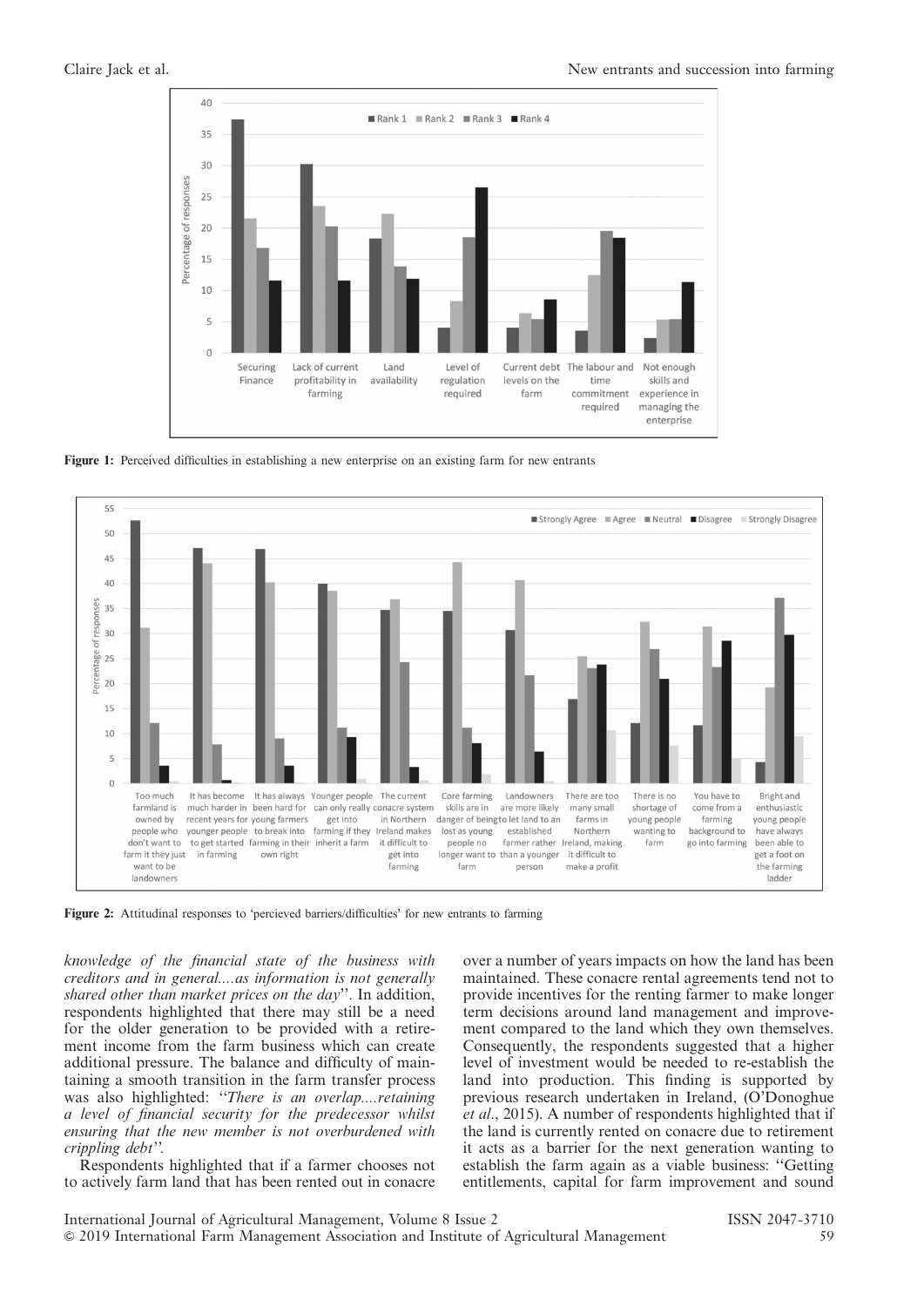Figure 1: Perceived difficulties in establishing a new enterprise on an existing farm for new entrants

Figure 2: Attitudinal responses to 'percieved barriers/difficulties' for new entrants to farming

*knowledge of the financial state of the business with creditors and in general....as information is not generally shared other than market prices on the day*''. In addition, respondents highlighted that there may still be a need for the older generation to be provided with a retirement income from the farm business which can create additional pressure. The balance and difficulty of maintaining a smooth transition in the farm transfer process was also highlighted: ''*There is an overlap....retaining a level of financial security for the predecessor whilst ensuring that the new member is not overburdened with crippling debt*''.

Respondents highlighted that if a farmer chooses not to actively farm land that has been rented out in conacre over a number of years impacts on how the land has been maintained. These conacre rental agreements tend not to provide incentives for the renting farmer to make longer term decisions around land management and improvement compared to the land which they own themselves. Consequently, the respondents suggested that a higher level of investment would be needed to re-establish the land into production. This finding is supported by previous research undertaken in Ireland, (O'Donoghue *et al*., 2015). A number of respondents highlighted that if the land is currently rented on conacre due to retirement it acts as a barrier for the next generation wanting to establish the farm again as a viable business: ''Getting entitlements, capital for farm improvement and sound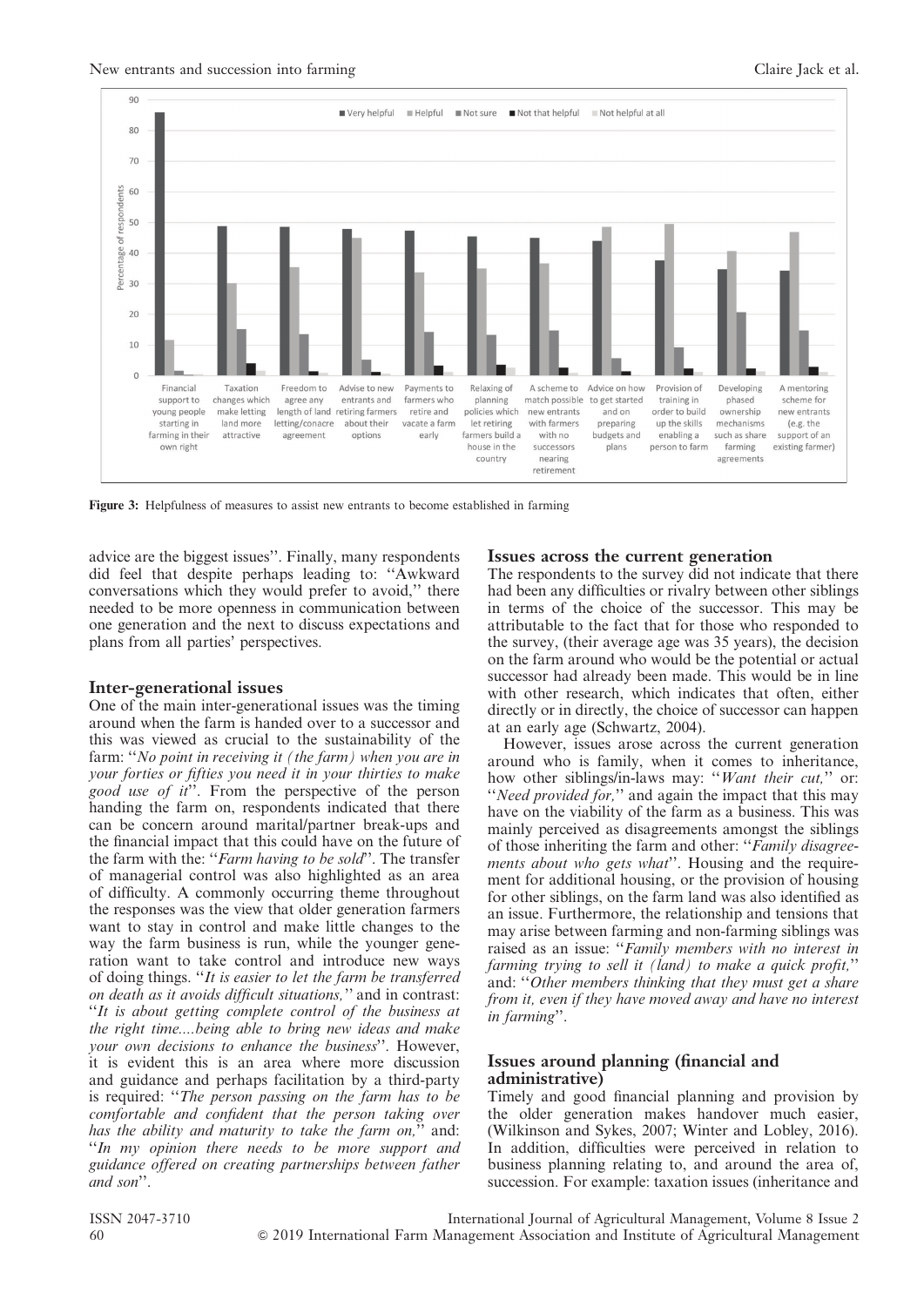**Figure 3:** Helpfulness of measures to assist new entrants to become established in farming

advice are the biggest issues''. Finally, many respondents did feel that despite perhaps leading to: ''Awkward conversations which they would prefer to avoid,'' there needed to be more openness in communication between one generation and the next to discuss expectations and plans from all parties' perspectives.

### Inter-generational issues

One of the main inter-generational issues was the timing around when the farm is handed over to a successor and this was viewed as crucial to the sustainability of the farm: ''*No point in receiving it (the farm) when you are in your forties or fifties you need it in your thirties to make good use of it*''. From the perspective of the person handing the farm on, respondents indicated that there can be concern around marital/partner break-ups and the financial impact that this could have on the future of the farm with the: ''*Farm having to be sold*''. The transfer of managerial control was also highlighted as an area of difficulty. A commonly occurring theme throughout the responses was the view that older generation farmers want to stay in control and make little changes to the way the farm business is run, while the younger generation want to take control and introduce new ways of doing things. ''*It is easier to let the farm be transferred on death as it avoids difficult situations,*'' and in contrast: ''*It is about getting complete control of the business at the right time....being able to bring new ideas and make your own decisions to enhance the business*''. However, it is evident this is an area where more discussion and guidance and perhaps facilitation by a third-party is required: ''*The person passing on the farm has to be comfortable and confident that the person taking over has the ability and maturity to take the farm on,*'' and: ''*In my opinion there needs to be more support and guidance offered on creating partnerships between father and son*''.

### Issues across the current generation

The respondents to the survey did not indicate that there had been any difficulties or rivalry between other siblings in terms of the choice of the successor. This may be attributable to the fact that for those who responded to the survey, (their average age was 35 years), the decision on the farm around who would be the potential or actual successor had already been made. This would be in line with other research, which indicates that often, either directly or in directly, the choice of successor can happen at an early age (Schwartz, 2004).

However, issues arose across the current generation around who is family, when it comes to inheritance, how other siblings/in-laws may: ''*Want their cut,*'' or: ''*Need provided for,*'' and again the impact that this may have on the viability of the farm as a business. This was mainly perceived as disagreements amongst the siblings of those inheriting the farm and other: ''*Family disagreements about who gets what*''. Housing and the requirement for additional housing, or the provision of housing for other siblings, on the farm land was also identified as an issue. Furthermore, the relationship and tensions that may arise between farming and non-farming siblings was raised as an issue: ''*Family members with no interest in farming trying to sell it (land) to make a quick profit,*'' and: ''*Other members thinking that they must get a share from it, even if they have moved away and have no interest in farming*''.

### Issues around planning (financial and administrative)

Timely and good financial planning and provision by the older generation makes handover much easier, (Wilkinson and Sykes, 2007; Winter and Lobley, 2016). In addition, difficulties were perceived in relation to business planning relating to, and around the area of, succession. For example: taxation issues (inheritance and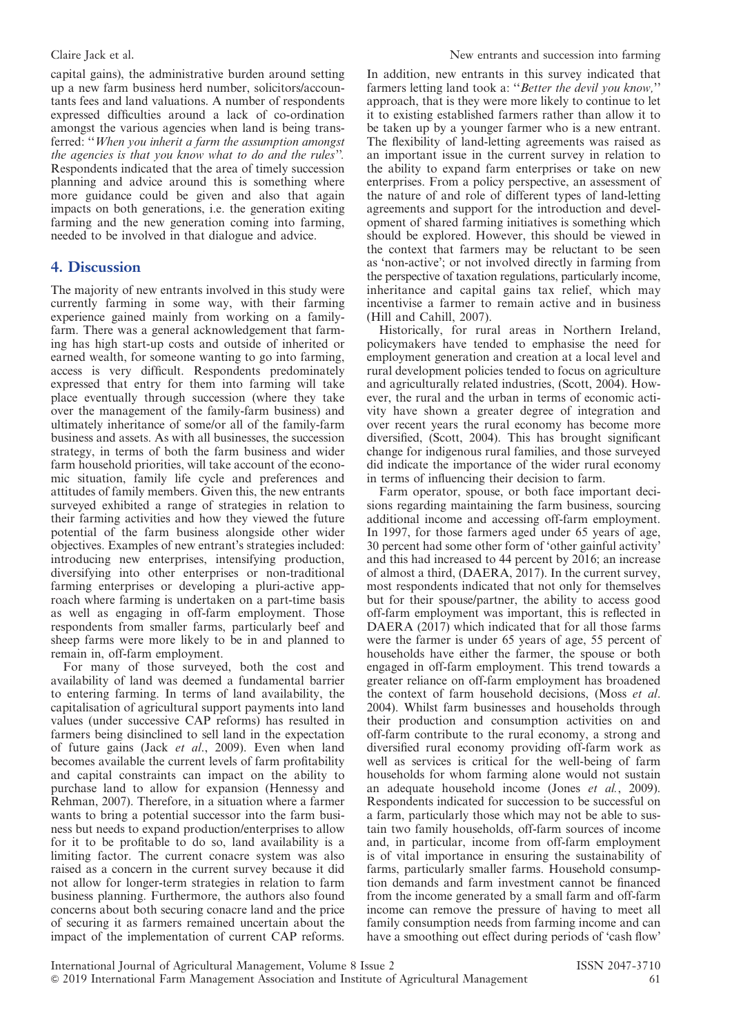capital gains), the administrative burden around setting up a new farm business herd number, solicitors/accountants fees and land valuations. A number of respondents expressed difficulties around a lack of co-ordination amongst the various agencies when land is being transferred: "*When you inherit a farm the assumption amongst the agencies is that you know what to do and the rules*". Respondents indicated that the area of timely succession planning and advice around this is something where more guidance could be given and also that again impacts on both generations, i.e. the generation exiting farming and the new generation coming into farming, needed to be involved in that dialogue and advice.

## 4. Discussion

The majority of new entrants involved in this study were currently farming in some way, with their farming experience gained mainly from working on a family-farm. There was a general acknowledgement that farming has high start-up costs and outside of inherited or earned wealth, for someone wanting to go into farming, access is very difficult. Respondents predominately expressed that entry for them into farming will take place eventually through succession (where they take over the management of the family-farm business) and ultimately inheritance of some/or all of the family-farm business and assets. As with all businesses, the succession strategy, in terms of both the farm business and wider farm household priorities, will take account of the economic situation, family life cycle and preferences and attitudes of family members. Given this, the new entrants surveyed exhibited a range of strategies in relation to their farming activities and how they viewed the future potential of the farm business alongside other wider objectives. Examples of new entrant's strategies included: introducing new enterprises, intensifying production, diversifying into other enterprises or non-traditional farming enterprises or developing a pluri-active approach where farming is undertaken on a part-time basis as well as engaging in off-farm employment. Those respondents from smaller farms, particularly beef and sheep farms were more likely to be in and planned to remain in, off-farm employment.

For many of those surveyed, both the cost and availability of land was deemed a fundamental barrier to entering farming. In terms of land availability, the capitalisation of agricultural support payments into land values (under successive CAP reforms) has resulted in farmers being disinclined to sell land in the expectation of future gains (Jack *et al*., 2009). Even when land becomes available the current levels of farm profitability and capital constraints can impact on the ability to purchase land to allow for expansion (Hennessy and Rehman, 2007). Therefore, in a situation where a farmer wants to bring a potential successor into the farm business but needs to expand production/enterprises to allow for it to be profitable to do so, land availability is a limiting factor. The current conacre system was also raised as a concern in the current survey because it did not allow for longer-term strategies in relation to farm business planning. Furthermore, the authors also found concerns about both securing conacre land and the price of securing it as farmers remained uncertain about the impact of the implementation of current CAP reforms. In addition, new entrants in this survey indicated that farmers letting land took a: "*Better the devil you know,*" approach, that is they were more likely to continue to let it to existing established farmers rather than allow it to be taken up by a younger farmer who is a new entrant. The flexibility of land-letting agreements was raised as an important issue in the current survey in relation to the ability to expand farm enterprises or take on new enterprises. From a policy perspective, an assessment of the nature of and role of different types of land-letting agreements and support for the introduction and development of shared farming initiatives is something which should be explored. However, this should be viewed in the context that farmers may be reluctant to be seen as 'non-active'; or not involved directly in farming from the perspective of taxation regulations, particularly income, inheritance and capital gains tax relief, which may incentivise a farmer to remain active and in business (Hill and Cahill, 2007).

Historically, for rural areas in Northern Ireland, policymakers have tended to emphasise the need for employment generation and creation at a local level and rural development policies tended to focus on agriculture and agriculturally related industries, (Scott, 2004). However, the rural and the urban in terms of economic activity have shown a greater degree of integration and over recent years the rural economy has become more diversified, (Scott, 2004). This has brought significant change for indigenous rural families, and those surveyed did indicate the importance of the wider rural economy in terms of influencing their decision to farm.

Farm operator, spouse, or both face important decisions regarding maintaining the farm business, sourcing additional income and accessing off-farm employment. In 1997, for those farmers aged under 65 years of age, 30 percent had some other form of 'other gainful activity' and this had increased to 44 percent by 2016; an increase of almost a third, (DAERA, 2017). In the current survey, most respondents indicated that not only for themselves but for their spouse/partner, the ability to access good off-farm employment was important, this is reflected in DAERA (2017) which indicated that for all those farms were the farmer is under 65 years of age, 55 percent of households have either the farmer, the spouse or both engaged in off-farm employment. This trend towards a greater reliance on off-farm employment has broadened the context of farm household decisions, (Moss *et al*. 2004). Whilst farm businesses and households through their production and consumption activities on and off-farm contribute to the rural economy, a strong and diversified rural economy providing off-farm work as well as services is critical for the well-being of farm households for whom farming alone would not sustain an adequate household income (Jones *et al.*, 2009). Respondents indicated for succession to be successful on a farm, particularly those which may not be able to sustain two family households, off-farm sources of income and, in particular, income from off-farm employment is of vital importance in ensuring the sustainability of farms, particularly smaller farms. Household consumption demands and farm investment cannot be financed from the income generated by a small farm and off-farm income can remove the pressure of having to meet all family consumption needs from farming income and can have a smoothing out effect during periods of 'cash flow'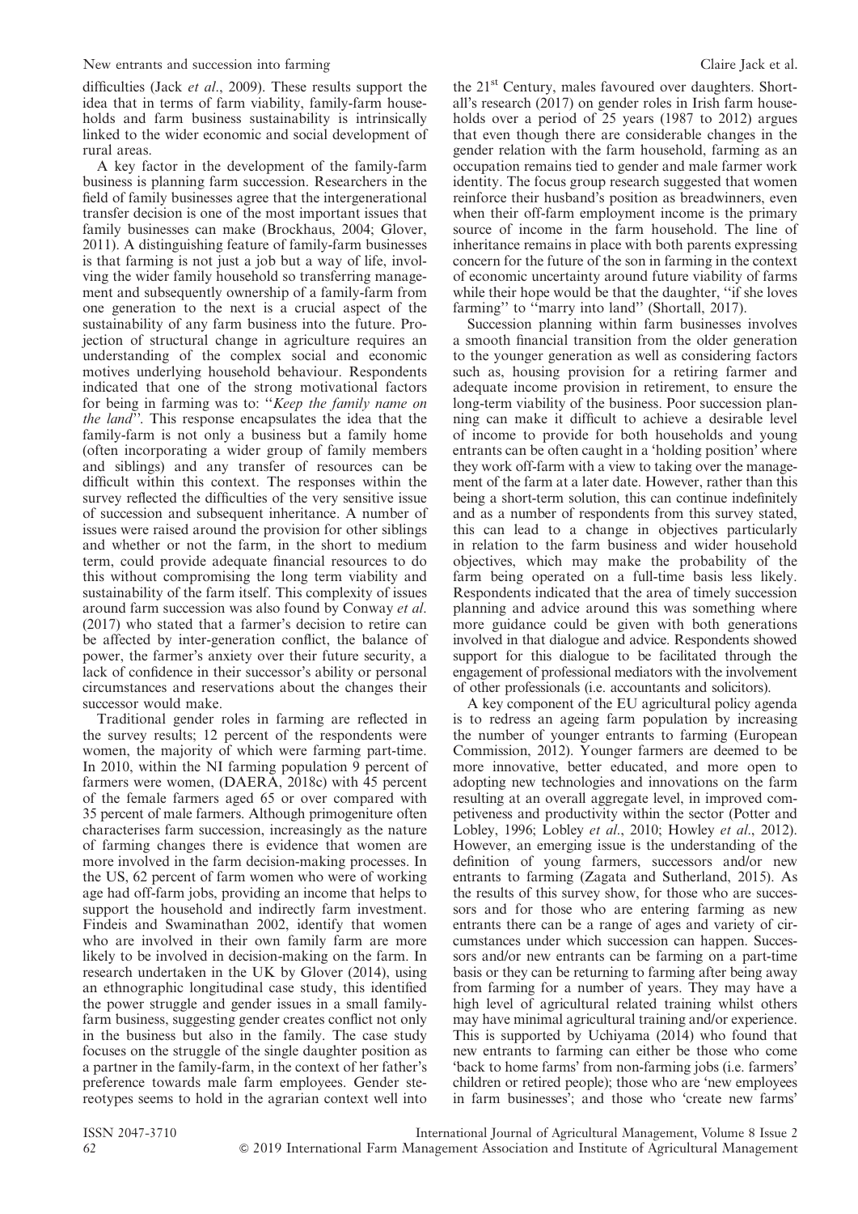difficulties (Jack *et al*., 2009). These results support the idea that in terms of farm viability, family-farm households and farm business sustainability is intrinsically linked to the wider economic and social development of rural areas.

A key factor in the development of the family-farm business is planning farm succession. Researchers in the field of family businesses agree that the intergenerational transfer decision is one of the most important issues that family businesses can make (Brockhaus, 2004; Glover, 2011). A distinguishing feature of family-farm businesses is that farming is not just a job but a way of life, involving the wider family household so transferring management and subsequently ownership of a family-farm from one generation to the next is a crucial aspect of the sustainability of any farm business into the future. Projection of structural change in agriculture requires an understanding of the complex social and economic motives underlying household behaviour. Respondents indicated that one of the strong motivational factors for being in farming was to: ''*Keep the family name on the land*''. This response encapsulates the idea that the family-farm is not only a business but a family home (often incorporating a wider group of family members and siblings) and any transfer of resources can be difficult within this context. The responses within the survey reflected the difficulties of the very sensitive issue of succession and subsequent inheritance. A number of issues were raised around the provision for other siblings and whether or not the farm, in the short to medium term, could provide adequate financial resources to do this without compromising the long term viability and sustainability of the farm itself. This complexity of issues around farm succession was also found by Conway *et al*. (2017) who stated that a farmer's decision to retire can be affected by inter-generation conflict, the balance of power, the farmer's anxiety over their future security, a lack of confidence in their successor's ability or personal circumstances and reservations about the changes their successor would make.

Traditional gender roles in farming are reflected in the survey results; 12 percent of the respondents were women, the majority of which were farming part-time. In 2010, within the NI farming population 9 percent of farmers were women, (DAERA, 2018c) with 45 percent of the female farmers aged 65 or over compared with 35 percent of male farmers. Although primogeniture often characterises farm succession, increasingly as the nature of farming changes there is evidence that women are more involved in the farm decision-making processes. In the US, 62 percent of farm women who were of working age had off-farm jobs, providing an income that helps to support the household and indirectly farm investment. Findeis and Swaminathan 2002, identify that women who are involved in their own family farm are more likely to be involved in decision-making on the farm. In research undertaken in the UK by Glover (2014), using an ethnographic longitudinal case study, this identified the power struggle and gender issues in a small family-farm business, suggesting gender creates conflict not only in the business but also in the family. The case study focuses on the struggle of the single daughter position as a partner in the family-farm, in the context of her father's preference towards male farm employees. Gender stereotypes seems to hold in the agrarian context well into the 21st Century, males favoured over daughters. Shortall's research (2017) on gender roles in Irish farm households over a period of 25 years (1987 to 2012) argues that even though there are considerable changes in the gender relation with the farm household, farming as an occupation remains tied to gender and male farmer work identity. The focus group research suggested that women reinforce their husband's position as breadwinners, even when their off-farm employment income is the primary source of income in the farm household. The line of inheritance remains in place with both parents expressing concern for the future of the son in farming in the context of economic uncertainty around future viability of farms while their hope would be that the daughter, ''if she loves farming'' to ''marry into land'' (Shortall, 2017).

Succession planning within farm businesses involves a smooth financial transition from the older generation to the younger generation as well as considering factors such as, housing provision for a retiring farmer and adequate income provision in retirement, to ensure the long-term viability of the business. Poor succession planning can make it difficult to achieve a desirable level of income to provide for both households and young entrants can be often caught in a 'holding position' where they work off-farm with a view to taking over the management of the farm at a later date. However, rather than this being a short-term solution, this can continue indefinitely and as a number of respondents from this survey stated, this can lead to a change in objectives particularly in relation to the farm business and wider household objectives, which may make the probability of the farm being operated on a full-time basis less likely. Respondents indicated that the area of timely succession planning and advice around this was something where more guidance could be given with both generations involved in that dialogue and advice. Respondents showed support for this dialogue to be facilitated through the engagement of professional mediators with the involvement of other professionals (i.e. accountants and solicitors).

A key component of the EU agricultural policy agenda is to redress an ageing farm population by increasing the number of younger entrants to farming (European Commission, 2012). Younger farmers are deemed to be more innovative, better educated, and more open to adopting new technologies and innovations on the farm resulting at an overall aggregate level, in improved competiveness and productivity within the sector (Potter and Lobley, 1996; Lobley *et al*., 2010; Howley *et al*., 2012). However, an emerging issue is the understanding of the definition of young farmers, successors and/or new entrants to farming (Zagata and Sutherland, 2015). As the results of this survey show, for those who are successors and for those who are entering farming as new entrants there can be a range of ages and variety of circumstances under which succession can happen. Successors and/or new entrants can be farming on a part-time basis or they can be returning to farming after being away from farming for a number of years. They may have a high level of agricultural related training whilst others may have minimal agricultural training and/or experience. This is supported by Uchiyama (2014) who found that new entrants to farming can either be those who come 'back to home farms' from non-farming jobs (i.e. farmers' children or retired people); those who are 'new employees in farm businesses'; and those who 'create new farms'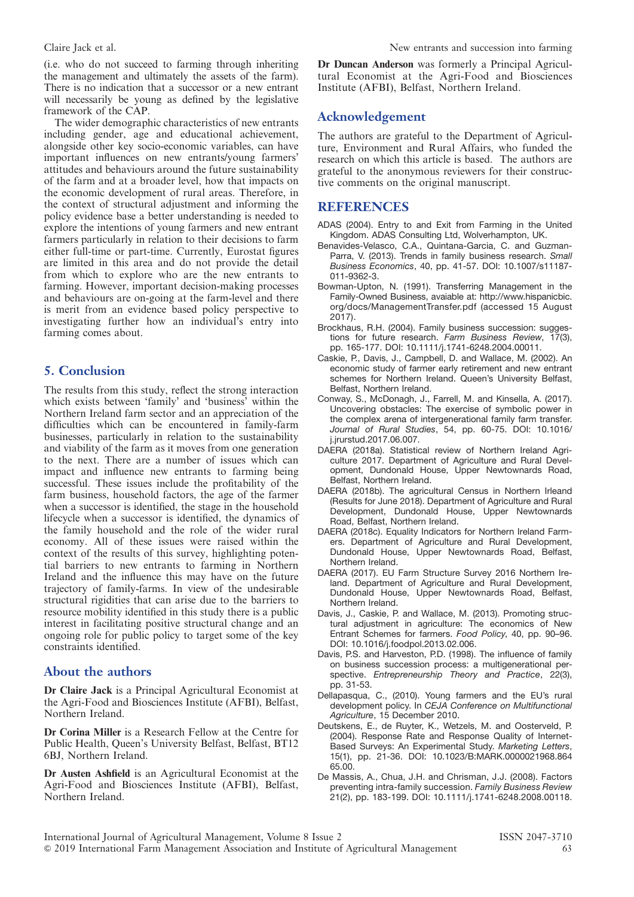(i.e. who do not succeed to farming through inheriting the management and ultimately the assets of the farm). There is no indication that a successor or a new entrant will necessarily be young as defined by the legislative framework of the CAP.

The wider demographic characteristics of new entrants including gender, age and educational achievement, alongside other key socio-economic variables, can have important influences on new entrants/young farmers' attitudes and behaviours around the future sustainability of the farm and at a broader level, how that impacts on the economic development of rural areas. Therefore, in the context of structural adjustment and informing the policy evidence base a better understanding is needed to explore the intentions of young farmers and new entrant farmers particularly in relation to their decisions to farm either full-time or part-time. Currently, Eurostat figures are limited in this area and do not provide the detail from which to explore who are the new entrants to farming. However, important decision-making processes and behaviours are on-going at the farm-level and there is merit from an evidence based policy perspective to investigating further how an individual's entry into farming comes about.

## 5. Conclusion

The results from this study, reflect the strong interaction which exists between 'family' and 'business' within the Northern Ireland farm sector and an appreciation of the difficulties which can be encountered in family-farm businesses, particularly in relation to the sustainability and viability of the farm as it moves from one generation to the next. There are a number of issues which can impact and influence new entrants to farming being successful. These issues include the profitability of the farm business, household factors, the age of the farmer when a successor is identified, the stage in the household lifecycle when a successor is identified, the dynamics of the family household and the role of the wider rural economy. All of these issues were raised within the context of the results of this survey, highlighting potential barriers to new entrants to farming in Northern Ireland and the influence this may have on the future trajectory of family-farms. In view of the undesirable structural rigidities that can arise due to the barriers to resource mobility identified in this study there is a public interest in facilitating positive structural change and an ongoing role for public policy to target some of the key constraints identified.

## About the authors

**Dr Claire Jack** is a Principal Agricultural Economist at the Agri-Food and Biosciences Institute (AFBI), Belfast, Northern Ireland.

**Dr Corina Miller** is a Research Fellow at the Centre for Public Health, Queen's University Belfast, Belfast, BT12 6BJ, Northern Ireland.

**Dr Austen Ashfield** is an Agricultural Economist at the Agri-Food and Biosciences Institute (AFBI), Belfast, Northern Ireland.

**Dr Duncan Anderson** was formerly a Principal Agricultural Economist at the Agri-Food and Biosciences Institute (AFBI), Belfast, Northern Ireland.

## Acknowledgement

The authors are grateful to the Department of Agriculture, Environment and Rural Affairs, who funded the research on which this article is based. The authors are grateful to the anonymous reviewers for their constructive comments on the original manuscript.

## REFERENCES

ADAS (2004). Entry to and Exit from Farming in the United Kingdom. ADAS Consulting Ltd, Wolverhampton, UK.

Benavides-Velasco, C.A., Quintana-Garcia, C. and Guzman-Parra, V. (2013). Trends in family business research. *Small Business Economics*, 40, pp. 41-57. DOI: 10.1007/s11187-011-9362-3.

Bowman-Upton, N. (1991). Transferring Management in the Family-Owned Business, avaiable at: http://www.hispanicbic.org/docs/ManagementTransfer.pdf (accessed 15 August 2017).

Brockhaus, R.H. (2004). Family business succession: suggestions for future research. *Farm Business Review*, 17(3), pp. 165-177. DOI: 10.1111/j.1741-6248.2004.00011.

Caskie, P., Davis, J., Campbell, D. and Wallace, M. (2002). An economic study of farmer early retirement and new entrant schemes for Northern Ireland. Queen's University Belfast, Belfast, Northern Ireland.

Conway, S., McDonagh, J., Farrell, M. and Kinsella, A. (2017). Uncovering obstacles: The exercise of symbolic power in the complex arena of intergenerational family farm transfer. *Journal of Rural Studies*, 54, pp. 60-75. DOI: 10.1016/j.jrurstud.2017.06.007.

DAERA (2018a). Statistical review of Northern Ireland Agriculture 2017. Department of Agriculture and Rural Development, Dundonald House, Upper Newtownards Road, Belfast, Northern Ireland.

DAERA (2018b). The agricultural Census in Northern Ireland (Results for June 2018). Department of Agriculture and Rural Development, Dundonald House, Upper Newtownards Road, Belfast, Northern Ireland.

DAERA (2018c). Equality Indicators for Northern Ireland Farmers. Department of Agriculture and Rural Development, Dundonald House, Upper Newtownards Road, Belfast, Northern Ireland.

DAERA (2017). EU Farm Structure Survey 2016 Northern Ireland. Department of Agriculture and Rural Development, Dundonald House, Upper Newtownards Road, Belfast, Northern Ireland.

Davis, J., Caskie, P. and Wallace, M. (2013). Promoting structural adjustment in agriculture: The economics of New Entrant Schemes for farmers. *Food Policy*, 40, pp. 90–96. DOI: 10.1016/j.foodpol.2013.02.006.

Davis, P.S. and Harveston, P.D. (1998). The influence of family on business succession process: a multigenerational perspective. *Entrepreneurship Theory and Practice*, 22(3), pp. 31-53.

Dellapasqua, C., (2010). Young farmers and the EU's rural development policy. In *CEJA Conference on Multifunctional Agriculture*, 15 December 2010.

Deutskens, E., de Ruyter, K., Wetzels, M. and Oosterveld, P. (2004). Response Rate and Response Quality of Internet-Based Surveys: An Experimental Study. *Marketing Letters*, 15(1), pp. 21-36. DOI: 10.1023/B:MARK.0000021968.86465.00.

De Massis, A., Chua, J.H. and Chrisman, J.J. (2008). Factors preventing intra-family succession. *Family Business Review* 21(2), pp. 183-199. DOI: 10.1111/j.1741-6248.2008.00118.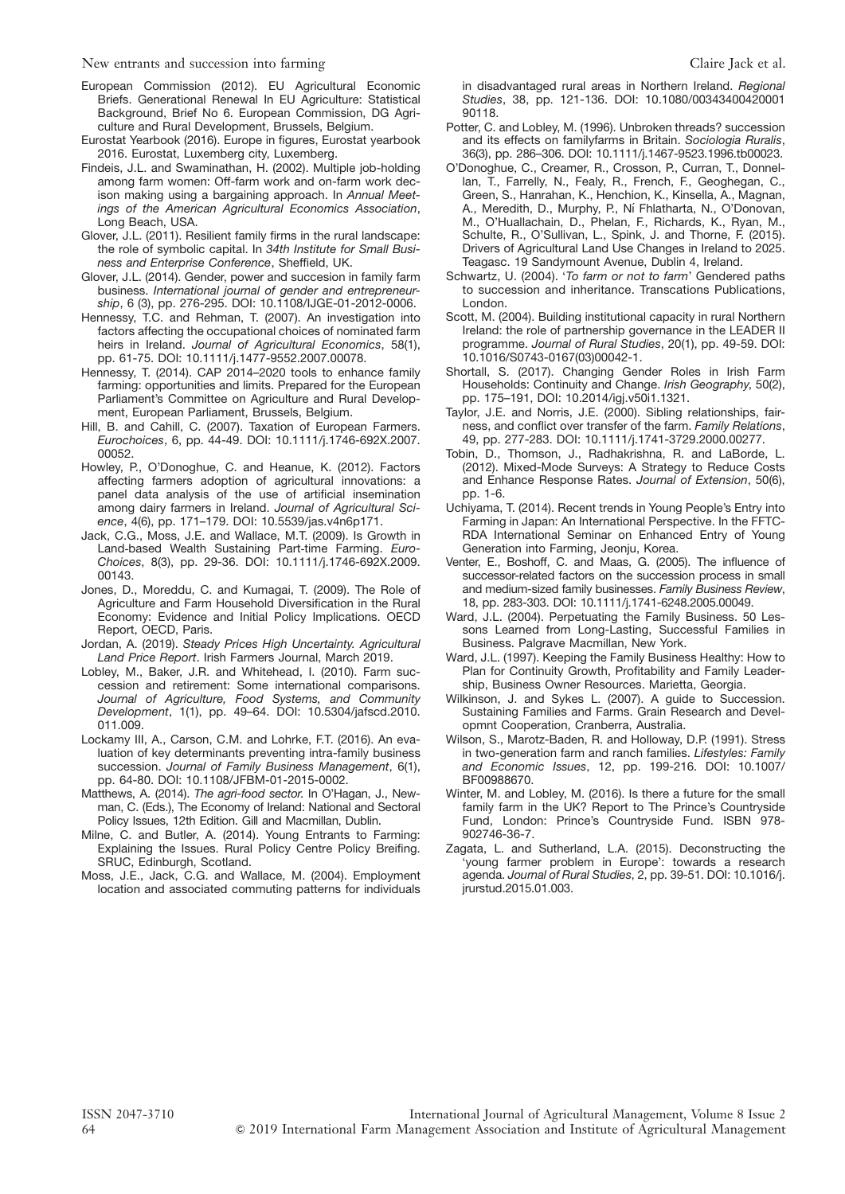European Commission (2012). EU Agricultural Economic Briefs. Generational Renewal In EU Agriculture: Statistical Background, Brief No 6. European Commission, DG Agriculture and Rural Development, Brussels, Belgium.

Eurostat Yearbook (2016). Europe in figures, Eurostat yearbook 2016. Eurostat, Luxemberg city, Luxemberg.

Findeis, J.L. and Swaminathan, H. (2002). Multiple job-holding among farm women: Off-farm work and on-farm work decison making using a bargaining approach. In *Annual Meetings of the American Agricultural Economics Association*, Long Beach, USA.

Glover, J.L. (2011). Resilient family firms in the rural landscape: the role of symbolic capital. In *34th Institute for Small Business and Enterprise Conference*, Sheffield, UK.

Glover, J.L. (2014). Gender, power and succesion in family farm business. *International journal of gender and entrepreneurship*, 6 (3), pp. 276-295. DOI: 10.1108/IJGE-01-2012-0006.

Hennessy, T.C. and Rehman, T. (2007). An investigation into factors affecting the occupational choices of nominated farm heirs in Ireland. *Journal of Agricultural Economics*, 58(1), pp. 61-75. DOI: 10.1111/j.1477-9552.2007.00078.

Hennessy, T. (2014). CAP 2014–2020 tools to enhance family farming: opportunities and limits. Prepared for the European Parliament's Committee on Agriculture and Rural Development, European Parliament, Brussels, Belgium.

Hill, B. and Cahill, C. (2007). Taxation of European Farmers. *Eurochoices*, 6, pp. 44-49. DOI: 10.1111/j.1746-692X.2007.00052.

Howley, P., O'Donoghue, C. and Heanue, K. (2012). Factors affecting farmers adoption of agricultural innovations: a panel data analysis of the use of artificial insemination among dairy farmers in Ireland. *Journal of Agricultural Science*, 4(6), pp. 171–179. DOI: 10.5539/jas.v4n6p171.

Jack, C.G., Moss, J.E. and Wallace, M.T. (2009). Is Growth in Land-based Wealth Sustaining Part-time Farming. *EuroChoices*, 8(3), pp. 29-36. DOI: 10.1111/j.1746-692X.2009.00143.

Jones, D., Moreddu, C. and Kumagai, T. (2009). The Role of Agriculture and Farm Household Diversification in the Rural Economy: Evidence and Initial Policy Implications. OECD Report, OECD, Paris.

Jordan, A. (2019). *Steady Prices High Uncertainty. Agricultural Land Price Report*. Irish Farmers Journal, March 2019.

Lobley, M., Baker, J.R. and Whitehead, I. (2010). Farm succession and retirement: Some international comparisons. *Journal of Agriculture, Food Systems, and Community Development*, 1(1), pp. 49–64. DOI: 10.5304/jafscd.2010.011.009.

Lockamy III, A., Carson, C.M. and Lohrke, F.T. (2016). An evaluation of key determinants preventing intra-family business succession. *Journal of Family Business Management*, 6(1), pp. 64-80. DOI: 10.1108/JFBM-01-2015-0002.

Matthews, A. (2014). *The agri-food sector*. In O'Hagan, J., Newman, C. (Eds.), The Economy of Ireland: National and Sectoral Policy Issues, 12th Edition. Gill and Macmillan, Dublin.

Milne, C. and Butler, A. (2014). Young Entrants to Farming: Explaining the Issues. Rural Policy Centre Policy Breifing. SRUC, Edinburgh, Scotland.

Moss, J.E., Jack, C.G. and Wallace, M. (2004). Employment location and associated commuting patterns for individuals in disadvantaged rural areas in Northern Ireland. *Regional Studies*, 38, pp. 121-136. DOI: 10.1080/0034340042000190118.

Potter, C. and Lobley, M. (1996). Unbroken threads? succession and its effects on familyfarms in Britain. *Sociologia Ruralis*, 36(3), pp. 286–306. DOI: 10.1111/j.1467-9523.1996.tb00023.

O'Donoghue, C., Creamer, R., Crosson, P., Curran, T., Donnellan, T., Farrelly, N., Fealy, R., French, F., Geoghegan, C., Green, S., Hanrahan, K., Henchion, K., Kinsella, A., Magnan, A., Meredith, D., Murphy, P., Ní Fhlatharta, N., O'Donovan, M., O'Huallachain, D., Phelan, F., Richards, K., Ryan, M., Schulte, R., O'Sullivan, L., Spink, J. and Thorne, F. (2015). Drivers of Agricultural Land Use Changes in Ireland to 2025. Teagasc. 19 Sandymount Avenue, Dublin 4, Ireland.

Schwartz, U. (2004). '*To farm or not to farm*' Gendered paths to succession and inheritance. Transcations Publications, London.

Scott, M. (2004). Building institutional capacity in rural Northern Ireland: the role of partnership governance in the LEADER II programme. *Journal of Rural Studies*, 20(1), pp. 49-59. DOI: 10.1016/S0743-0167(03)00042-1.

Shortall, S. (2017). Changing Gender Roles in Irish Farm Households: Continuity and Change. *Irish Geography*, 50(2), pp. 175–191, DOI: 10.2014/igj.v50i1.1321.

Taylor, J.E. and Norris, J.E. (2000). Sibling relationships, fairness, and conflict over transfer of the farm. *Family Relations*, 49, pp. 277-283. DOI: 10.1111/j.1741-3729.2000.00277.

Tobin, D., Thomson, J., Radhakrishna, R. and LaBorde, L. (2012). Mixed-Mode Surveys: A Strategy to Reduce Costs and Enhance Response Rates. *Journal of Extension*, 50(6), pp. 1-6.

Uchiyama, T. (2014). Recent trends in Young People's Entry into Farming in Japan: An International Perspective. In the FFTC-RDA International Seminar on Enhanced Entry of Young Generation into Farming, Jeonju, Korea.

Venter, E., Boshoff, C. and Maas, G. (2005). The influence of successor-related factors on the succession process in small and medium-sized family businesses. *Family Business Review*, 18, pp. 283-303. DOI: 10.1111/j.1741-6248.2005.00049.

Ward, J.L. (2004). Perpetuating the Family Business. 50 Lessons Learned from Long-Lasting, Successful Families in Business. Palgrave Macmillan, New York.

Ward, J.L. (1997). Keeping the Family Business Healthy: How to Plan for Continuity Growth, Profitability and Family Leadership, Business Owner Resources. Marietta, Georgia.

Wilkinson, J. and Sykes L. (2007). A guide to Succession. Sustaining Families and Farms. Grain Research and Developmnt Cooperation, Cranberra, Australia.

Wilson, S., Marotz-Baden, R. and Holloway, D.P. (1991). Stress in two-generation farm and ranch families. *Lifestyles: Family and Economic Issues*, 12, pp. 199-216. DOI: 10.1007/BF00988670.

Winter, M. and Lobley, M. (2016). Is there a future for the small family farm in the UK? Report to The Prince's Countryside Fund, London: Prince's Countryside Fund. ISBN 978-902746-36-7.

Zagata, L. and Sutherland, L.A. (2015). Deconstructing the 'young farmer problem in Europe': towards a research agenda. *Journal of Rural Studies*, 2, pp. 39-51. DOI: 10.1016/j.jrurstud.2015.01.003.